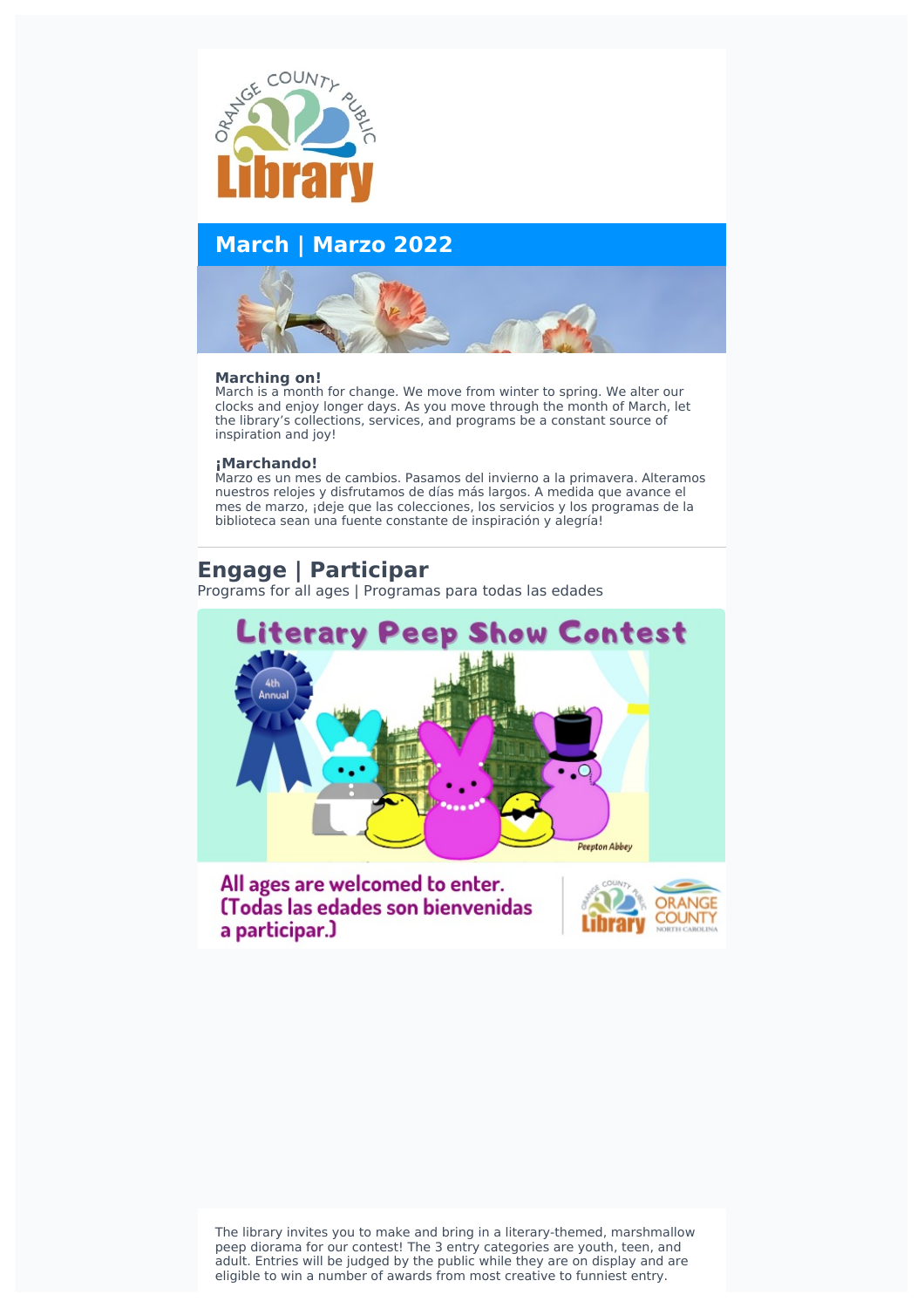## March | Marzo 2022

**Marching on!**
March is a month for change. We move from winter to spring. We alter our clocks and enjoy longer days. As you move through the month of March, let the library's collections, services, and programs be a constant source of inspiration and joy!

**¡Marchando!**
Marzo es un mes de cambios. Pasamos del invierno a la primavera. Alteramos nuestros relojes y disfrutamos de días más largos. A medida que avance el mes de marzo, ¡deje que las colecciones, los servicios y los programas de la biblioteca sean una fuente constante de inspiración y alegría!

---

## Engage | Participar

Programs for all ages | Programas para todas las edades

The library invites you to make and bring in a literary-themed, marshmallow peep diorama for our contest! The 3 entry categories are youth, teen, and adult. Entries will be judged by the public while they are on display and are eligible to win a number of awards from most creative to funniest entry.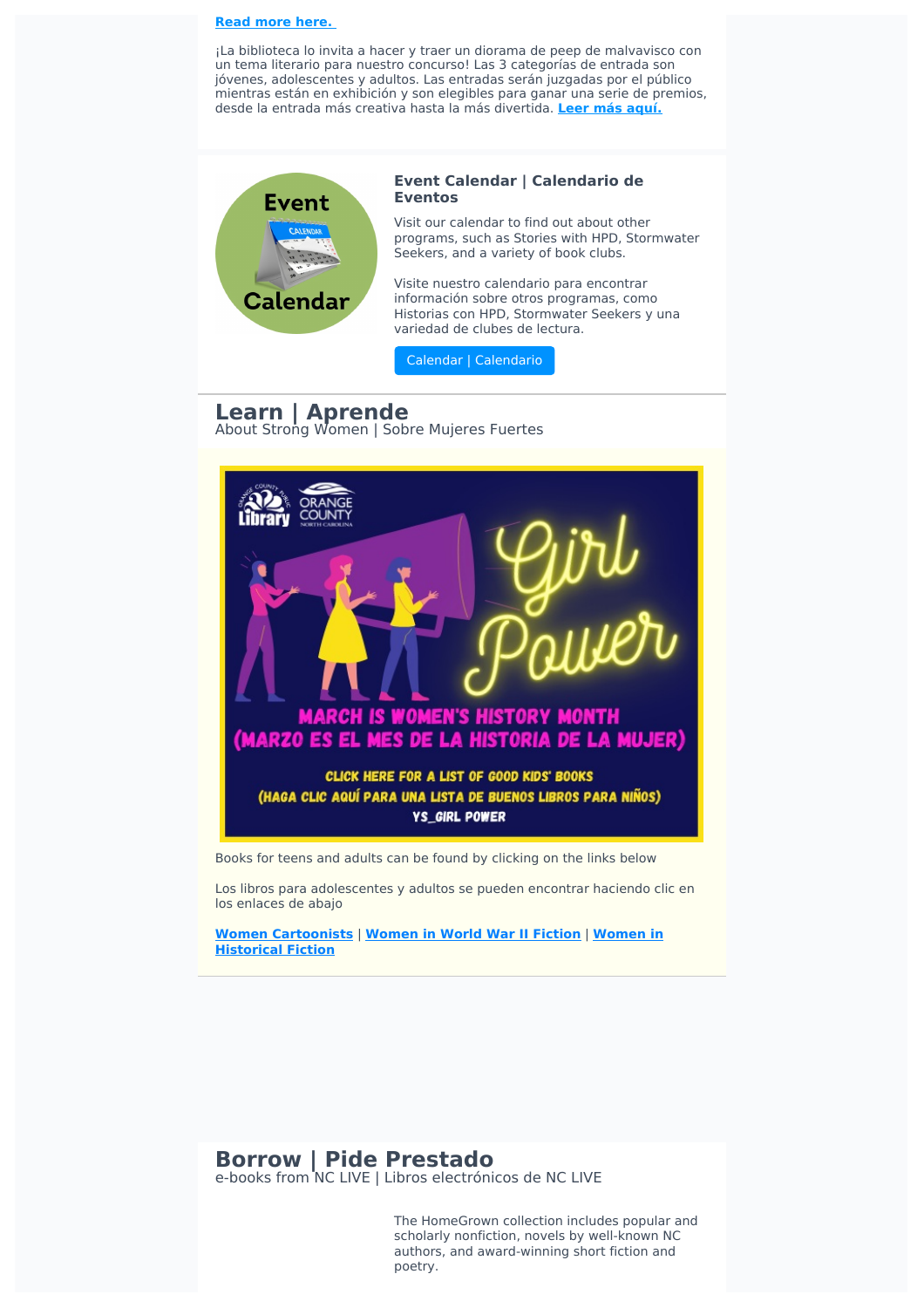**Read more here.**

¡La biblioteca lo invita a hacer y traer un diorama de peep de malvavisco con un tema literario para nuestro concurso! Las 3 categorías de entrada son jóvenes, adolescentes y adultos. Las entradas serán juzgadas por el público mientras están en exhibición y son elegibles para ganar una serie de premios, desde la entrada más creativa hasta la más divertida. **Leer más aquí.**

### Event Calendar | Calendario de Eventos

Visit our calendar to find out about other programs, such as Stories with HPD, Stormwater Seekers, and a variety of book clubs.

Visite nuestro calendario para encontrar información sobre otros programas, como Historias con HPD, Stormwater Seekers y una variedad de clubes de lectura.

Calendar | Calendario

## Learn | Aprende

About Strong Women | Sobre Mujeres Fuertes

Books for teens and adults can be found by clicking on the links below

Los libros para adolescentes y adultos se pueden encontrar haciendo clic en los enlaces de abajo

**Women Cartoonists** | **Women in World War II Fiction** | **Women in Historical Fiction**

## Borrow | Pide Prestado

e-books from NC LIVE | Libros electrónicos de NC LIVE

The HomeGrown collection includes popular and scholarly nonfiction, novels by well-known NC authors, and award-winning short fiction and poetry.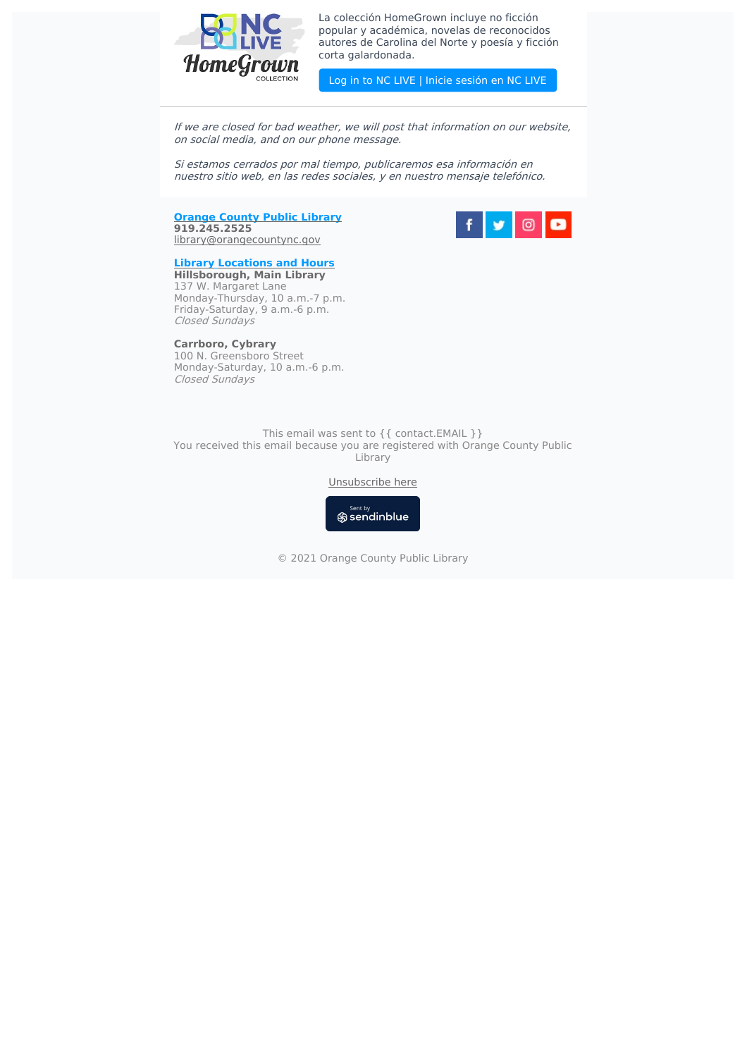La colección HomeGrown incluye no ficción popular y académica, novelas de reconocidos autores de Carolina del Norte y poesía y ficción corta galardonada.

Log in to NC LIVE | Inicie sesión en NC LIVE

---

*If we are closed for bad weather, we will post that information on our website, on social media, and on our phone message.*

*Si estamos cerrados por mal tiempo, publicaremos esa información en nuestro sitio web, en las redes sociales, y en nuestro mensaje telefónico.*

**Orange County Public Library**
**919.245.2525**
library@orangecountync.gov

**Library Locations and Hours**
**Hillsborough, Main Library**
137 W. Margaret Lane
Monday-Thursday, 10 a.m.-7 p.m.
Friday-Saturday, 9 a.m.-6 p.m.
*Closed Sundays*

**Carrboro, Cybrary**
100 N. Greensboro Street
Monday-Saturday, 10 a.m.-6 p.m.
*Closed Sundays*

This email was sent to {{ contact.EMAIL }}
You received this email because you are registered with Orange County Public Library

Unsubscribe here

Sent by sendinblue

© 2021 Orange County Public Library